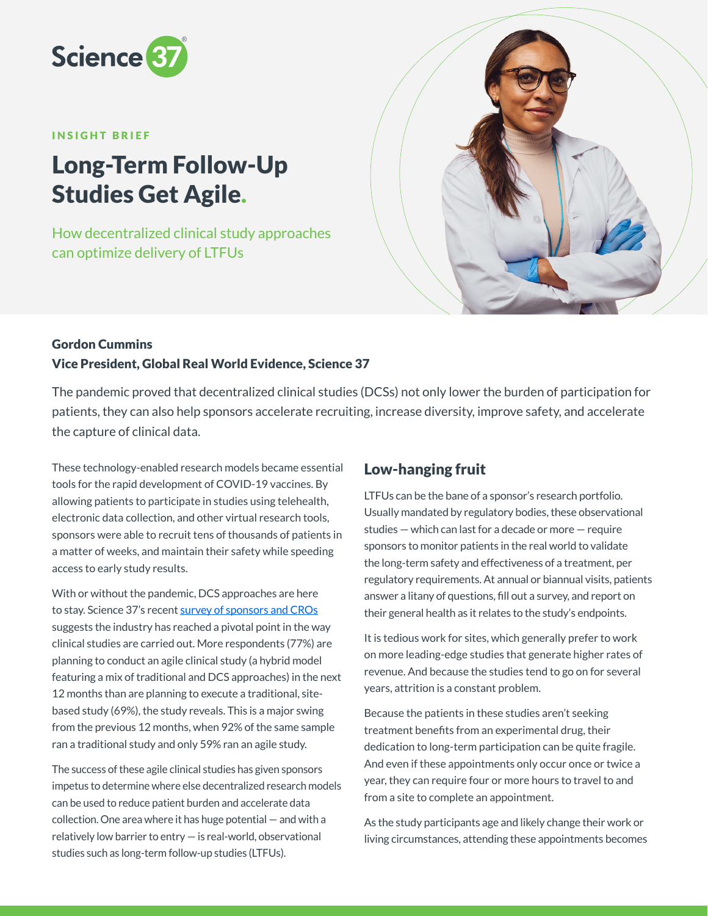Science 37

INSIGHT BRIEF

# Long-Term Follow-Up Studies Get Agile.

How decentralized clinical study approaches can optimize delivery of LTFUs

**Gordon Cummins**
**Vice President, Global Real World Evidence, Science 37**

The pandemic proved that decentralized clinical studies (DCSs) not only lower the burden of participation for patients, they can also help sponsors accelerate recruiting, increase diversity, improve safety, and accelerate the capture of clinical data.

These technology-enabled research models became essential tools for the rapid development of COVID-19 vaccines. By allowing patients to participate in studies using telehealth, electronic data collection, and other virtual research tools, sponsors were able to recruit tens of thousands of patients in a matter of weeks, and maintain their safety while speeding access to early study results.

With or without the pandemic, DCS approaches are here to stay. Science 37's recent [survey of sponsors and CROs](survey of sponsors and CROs) suggests the industry has reached a pivotal point in the way clinical studies are carried out. More respondents (77%) are planning to conduct an agile clinical study (a hybrid model featuring a mix of traditional and DCS approaches) in the next 12 months than are planning to execute a traditional, site-based study (69%), the study reveals. This is a major swing from the previous 12 months, when 92% of the same sample ran a traditional study and only 59% ran an agile study.

The success of these agile clinical studies has given sponsors impetus to determine where else decentralized research models can be used to reduce patient burden and accelerate data collection. One area where it has huge potential — and with a relatively low barrier to entry — is real-world, observational studies such as long-term follow-up studies (LTFUs).

## Low-hanging fruit

LTFUs can be the bane of a sponsor's research portfolio. Usually mandated by regulatory bodies, these observational studies — which can last for a decade or more — require sponsors to monitor patients in the real world to validate the long-term safety and effectiveness of a treatment, per regulatory requirements. At annual or biannual visits, patients answer a litany of questions, fill out a survey, and report on their general health as it relates to the study's endpoints.

It is tedious work for sites, which generally prefer to work on more leading-edge studies that generate higher rates of revenue. And because the studies tend to go on for several years, attrition is a constant problem.

Because the patients in these studies aren't seeking treatment benefits from an experimental drug, their dedication to long-term participation can be quite fragile. And even if these appointments only occur once or twice a year, they can require four or more hours to travel to and from a site to complete an appointment.

As the study participants age and likely change their work or living circumstances, attending these appointments becomes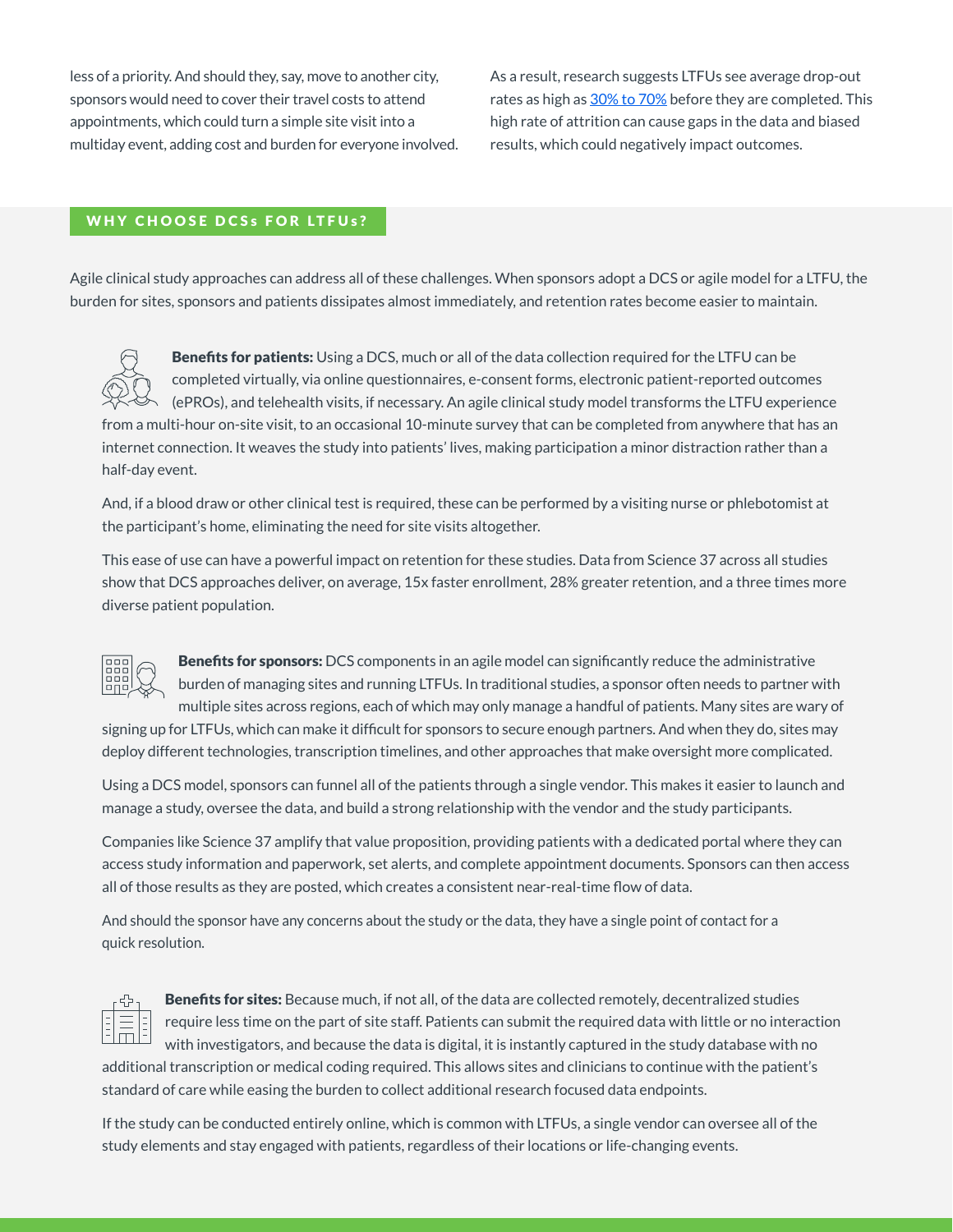less of a priority. And should they, say, move to another city, sponsors would need to cover their travel costs to attend appointments, which could turn a simple site visit into a multiday event, adding cost and burden for everyone involved.

As a result, research suggests LTFUs see average drop-out rates as high as 30% to 70% before they are completed. This high rate of attrition can cause gaps in the data and biased results, which could negatively impact outcomes.

## WHY CHOOSE DCSs FOR LTFUs?

Agile clinical study approaches can address all of these challenges. When sponsors adopt a DCS or agile model for a LTFU, the burden for sites, sponsors and patients dissipates almost immediately, and retention rates become easier to maintain.

**Benefits for patients:** Using a DCS, much or all of the data collection required for the LTFU can be completed virtually, via online questionnaires, e-consent forms, electronic patient-reported outcomes (ePROs), and telehealth visits, if necessary. An agile clinical study model transforms the LTFU experience from a multi-hour on-site visit, to an occasional 10-minute survey that can be completed from anywhere that has an internet connection. It weaves the study into patients' lives, making participation a minor distraction rather than a half-day event.

And, if a blood draw or other clinical test is required, these can be performed by a visiting nurse or phlebotomist at the participant's home, eliminating the need for site visits altogether.

This ease of use can have a powerful impact on retention for these studies. Data from Science 37 across all studies show that DCS approaches deliver, on average, 15x faster enrollment, 28% greater retention, and a three times more diverse patient population.

**Benefits for sponsors:** DCS components in an agile model can significantly reduce the administrative burden of managing sites and running LTFUs. In traditional studies, a sponsor often needs to partner with multiple sites across regions, each of which may only manage a handful of patients. Many sites are wary of signing up for LTFUs, which can make it difficult for sponsors to secure enough partners. And when they do, sites may deploy different technologies, transcription timelines, and other approaches that make oversight more complicated.

Using a DCS model, sponsors can funnel all of the patients through a single vendor. This makes it easier to launch and manage a study, oversee the data, and build a strong relationship with the vendor and the study participants.

Companies like Science 37 amplify that value proposition, providing patients with a dedicated portal where they can access study information and paperwork, set alerts, and complete appointment documents. Sponsors can then access all of those results as they are posted, which creates a consistent near-real-time flow of data.

And should the sponsor have any concerns about the study or the data, they have a single point of contact for a quick resolution.

**Benefits for sites:** Because much, if not all, of the data are collected remotely, decentralized studies require less time on the part of site staff. Patients can submit the required data with little or no interaction with investigators, and because the data is digital, it is instantly captured in the study database with no additional transcription or medical coding required. This allows sites and clinicians to continue with the patient's standard of care while easing the burden to collect additional research focused data endpoints.

If the study can be conducted entirely online, which is common with LTFUs, a single vendor can oversee all of the study elements and stay engaged with patients, regardless of their locations or life-changing events.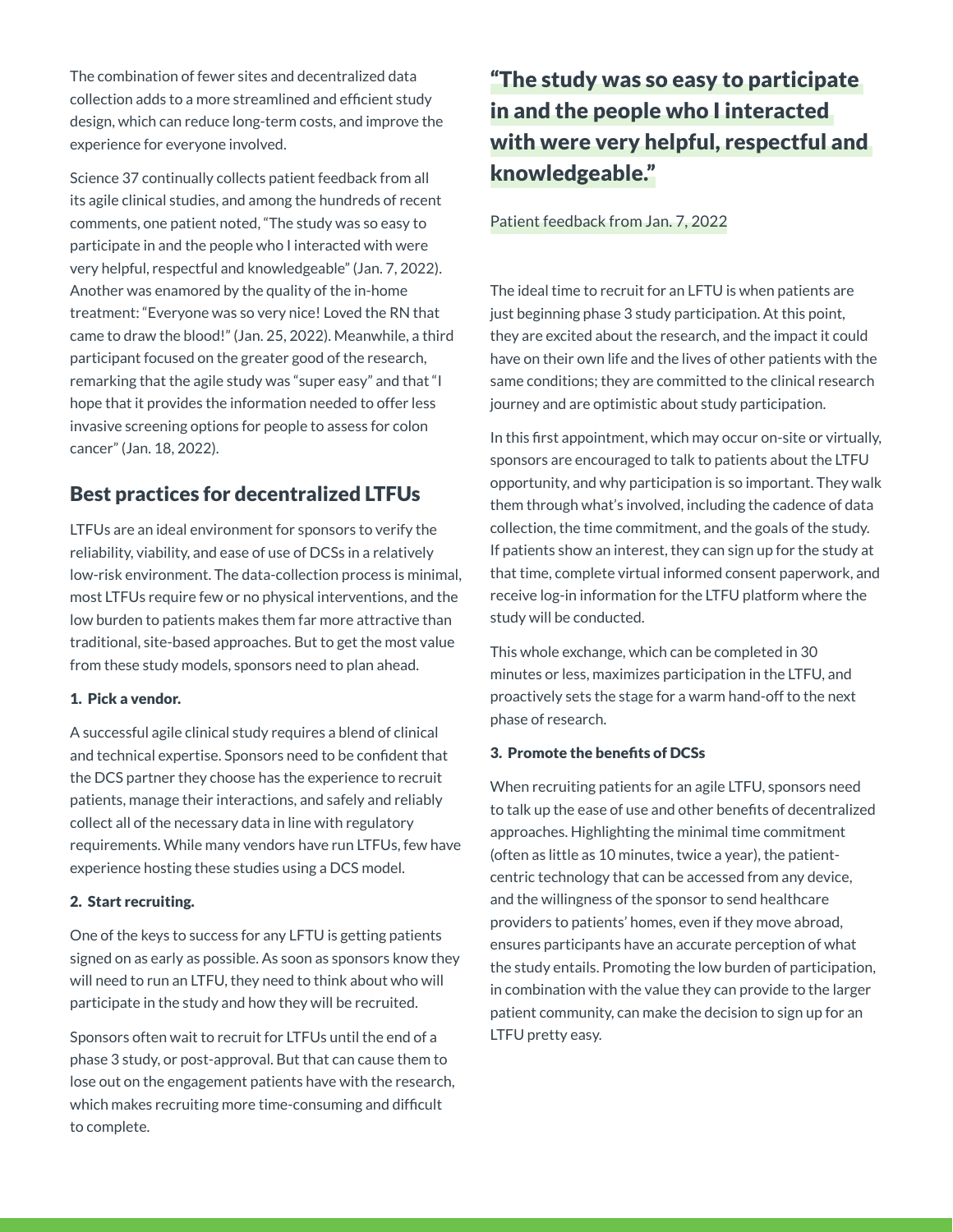The combination of fewer sites and decentralized data collection adds to a more streamlined and efficient study design, which can reduce long-term costs, and improve the experience for everyone involved.

Science 37 continually collects patient feedback from all its agile clinical studies, and among the hundreds of recent comments, one patient noted, "The study was so easy to participate in and the people who I interacted with were very helpful, respectful and knowledgeable" (Jan. 7, 2022). Another was enamored by the quality of the in-home treatment: "Everyone was so very nice! Loved the RN that came to draw the blood!" (Jan. 25, 2022). Meanwhile, a third participant focused on the greater good of the research, remarking that the agile study was "super easy" and that "I hope that it provides the information needed to offer less invasive screening options for people to assess for colon cancer" (Jan. 18, 2022).

## Best practices for decentralized LTFUs

LTFUs are an ideal environment for sponsors to verify the reliability, viability, and ease of use of DCSs in a relatively low-risk environment. The data-collection process is minimal, most LTFUs require few or no physical interventions, and the low burden to patients makes them far more attractive than traditional, site-based approaches. But to get the most value from these study models, sponsors need to plan ahead.

**1. Pick a vendor.**

A successful agile clinical study requires a blend of clinical and technical expertise. Sponsors need to be confident that the DCS partner they choose has the experience to recruit patients, manage their interactions, and safely and reliably collect all of the necessary data in line with regulatory requirements. While many vendors have run LTFUs, few have experience hosting these studies using a DCS model.

**2. Start recruiting.**

One of the keys to success for any LFTU is getting patients signed on as early as possible. As soon as sponsors know they will need to run an LTFU, they need to think about who will participate in the study and how they will be recruited.

Sponsors often wait to recruit for LTFUs until the end of a phase 3 study, or post-approval. But that can cause them to lose out on the engagement patients have with the research, which makes recruiting more time-consuming and difficult to complete.

> **"The study was so easy to participate in and the people who I interacted with were very helpful, respectful and knowledgeable."**
>
> Patient feedback from Jan. 7, 2022

The ideal time to recruit for an LFTU is when patients are just beginning phase 3 study participation. At this point, they are excited about the research, and the impact it could have on their own life and the lives of other patients with the same conditions; they are committed to the clinical research journey and are optimistic about study participation.

In this first appointment, which may occur on-site or virtually, sponsors are encouraged to talk to patients about the LTFU opportunity, and why participation is so important. They walk them through what's involved, including the cadence of data collection, the time commitment, and the goals of the study. If patients show an interest, they can sign up for the study at that time, complete virtual informed consent paperwork, and receive log-in information for the LTFU platform where the study will be conducted.

This whole exchange, which can be completed in 30 minutes or less, maximizes participation in the LTFU, and proactively sets the stage for a warm hand-off to the next phase of research.

**3. Promote the benefits of DCSs**

When recruiting patients for an agile LTFU, sponsors need to talk up the ease of use and other benefits of decentralized approaches. Highlighting the minimal time commitment (often as little as 10 minutes, twice a year), the patient-centric technology that can be accessed from any device, and the willingness of the sponsor to send healthcare providers to patients' homes, even if they move abroad, ensures participants have an accurate perception of what the study entails. Promoting the low burden of participation, in combination with the value they can provide to the larger patient community, can make the decision to sign up for an LTFU pretty easy.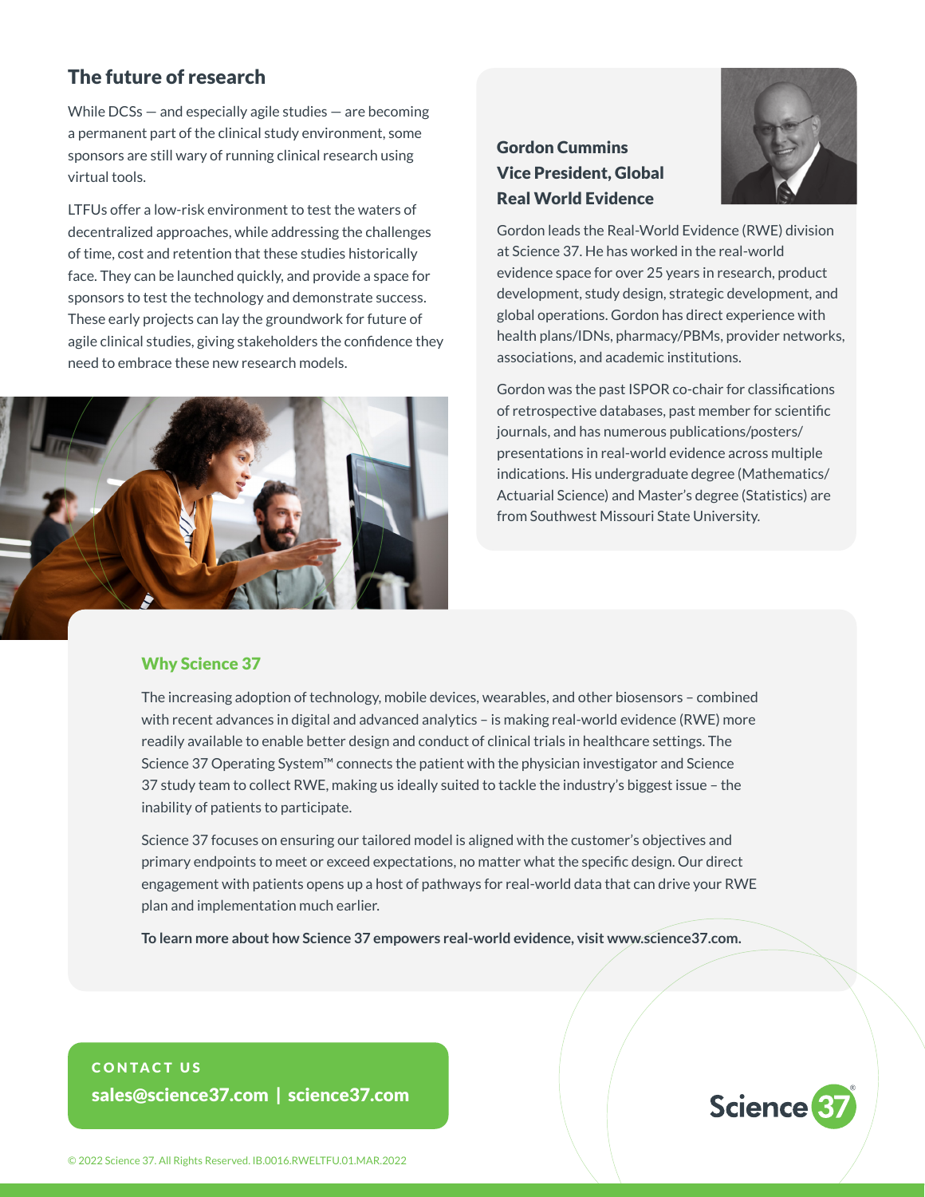## The future of research

While DCSs — and especially agile studies — are becoming a permanent part of the clinical study environment, some sponsors are still wary of running clinical research using virtual tools.

LTFUs offer a low-risk environment to test the waters of decentralized approaches, while addressing the challenges of time, cost and retention that these studies historically face. They can be launched quickly, and provide a space for sponsors to test the technology and demonstrate success. These early projects can lay the groundwork for future of agile clinical studies, giving stakeholders the confidence they need to embrace these new research models.

**Gordon Cummins**
**Vice President, Global Real World Evidence**

Gordon leads the Real-World Evidence (RWE) division at Science 37. He has worked in the real-world evidence space for over 25 years in research, product development, study design, strategic development, and global operations. Gordon has direct experience with health plans/IDNs, pharmacy/PBMs, provider networks, associations, and academic institutions.

Gordon was the past ISPOR co-chair for classifications of retrospective databases, past member for scientific journals, and has numerous publications/posters/presentations in real-world evidence across multiple indications. His undergraduate degree (Mathematics/Actuarial Science) and Master's degree (Statistics) are from Southwest Missouri State University.

### Why Science 37

The increasing adoption of technology, mobile devices, wearables, and other biosensors – combined with recent advances in digital and advanced analytics – is making real-world evidence (RWE) more readily available to enable better design and conduct of clinical trials in healthcare settings. The Science 37 Operating System™ connects the patient with the physician investigator and Science 37 study team to collect RWE, making us ideally suited to tackle the industry's biggest issue – the inability of patients to participate.

Science 37 focuses on ensuring our tailored model is aligned with the customer's objectives and primary endpoints to meet or exceed expectations, no matter what the specific design. Our direct engagement with patients opens up a host of pathways for real-world data that can drive your RWE plan and implementation much earlier.

**To learn more about how Science 37 empowers real-world evidence, visit www.science37.com.**

**CONTACT US**
**sales@science37.com | science37.com**

Science 37®

© 2022 Science 37. All Rights Reserved. IB.0016.RWELTFU.01.MAR.2022